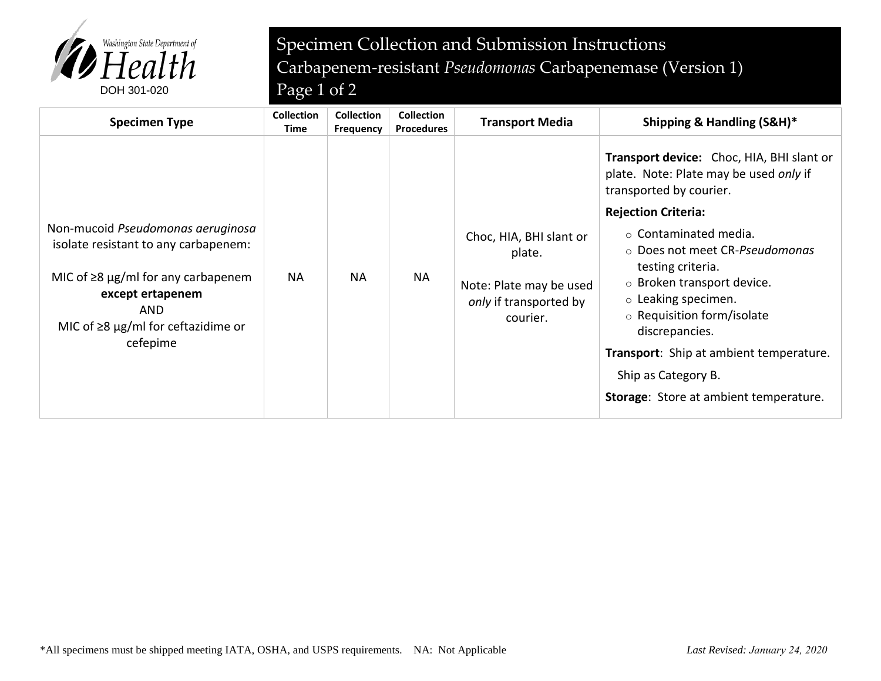# Specimen Collection and Submission Instructions

## Carbapenem-resistant *Pseudomonas* Carbapenemase (Version 1)

DOH 301-020

| Specimen Type | Collection Time | Collection Frequency | Collection Procedures | Transport Media | Shipping & Handling (S&H)* |
|---|---|---|---|---|---|
| Non-mucoid *Pseudomonas aeruginosa* isolate resistant to any carbapenem:<br><br>MIC of ≥8 µg/ml for any carbapenem **except ertapenem**<br>AND<br>MIC of ≥8 µg/ml for ceftazidime or cefepime | NA | NA | NA | Choc, HIA, BHI slant or plate.<br><br>Note: Plate may be used *only* if transported by courier. | **Transport device:** Choc, HIA, BHI slant or plate. Note: Plate may be used *only* if transported by courier.<br><br>**Rejection Criteria:**<br>○ Contaminated media.<br>○ Does not meet CR-*Pseudomonas* testing criteria.<br>○ Broken transport device.<br>○ Leaking specimen.<br>○ Requisition form/isolate discrepancies.<br><br>**Transport**: Ship at ambient temperature.<br>Ship as Category B.<br><br>**Storage**: Store at ambient temperature. |

*All specimens must be shipped meeting IATA, OSHA, and USPS requirements. NA: Not Applicable

*Last Revised: January 24, 2020*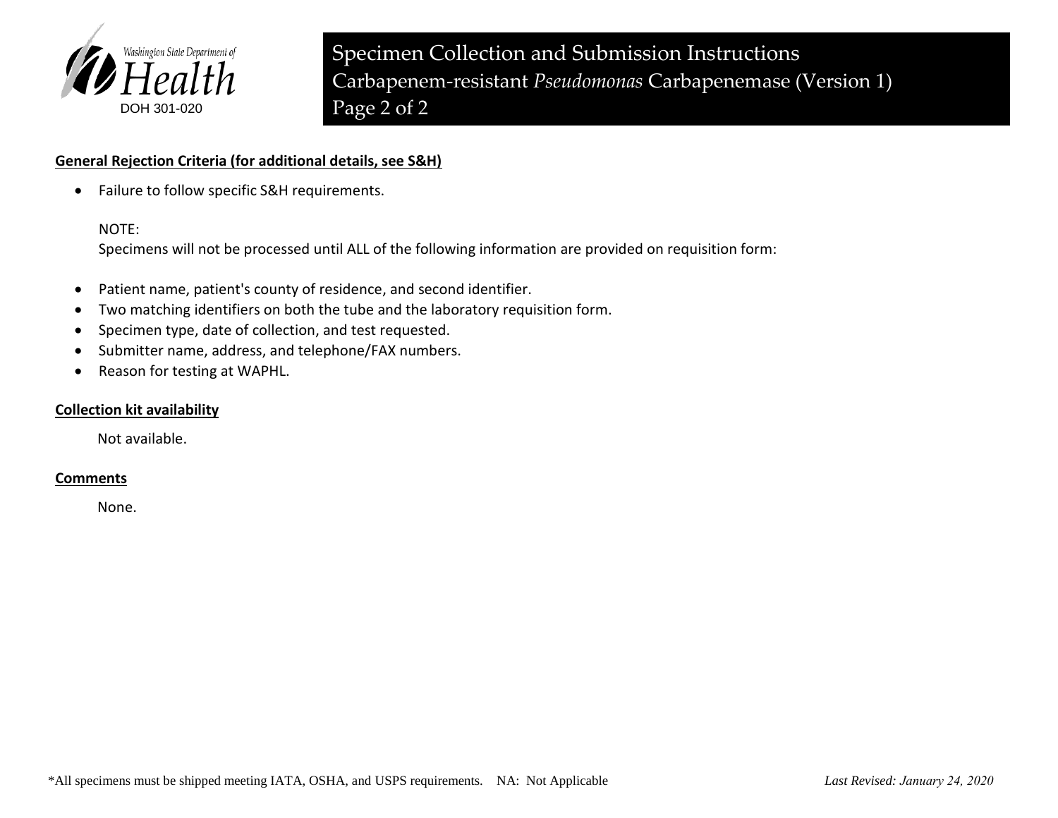**General Rejection Criteria (for additional details, see S&H)**

- Failure to follow specific S&H requirements.

NOTE:
Specimens will not be processed until ALL of the following information are provided on requisition form:

- Patient name, patient's county of residence, and second identifier.
- Two matching identifiers on both the tube and the laboratory requisition form.
- Specimen type, date of collection, and test requested.
- Submitter name, address, and telephone/FAX numbers.
- Reason for testing at WAPHL.

**Collection kit availability**

Not available.

**Comments**

None.

*All specimens must be shipped meeting IATA, OSHA, and USPS requirements. NA: Not Applicable

*Last Revised: January 24, 2020*